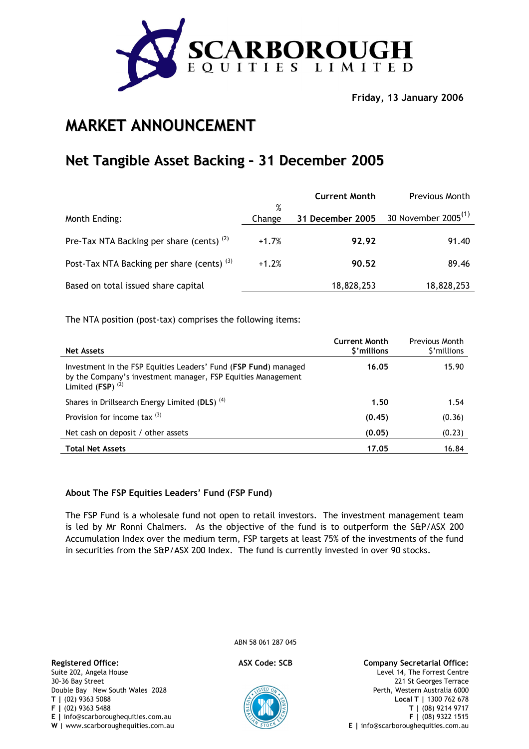# SCARBOROUGH EQUITIES LIMITED

Friday, 13 January 2006

# MARKET ANNOUNCEMENT

## Net Tangible Asset Backing – 31 December 2005

| Month Ending: | % Change | Current Month 31 December 2005 | Previous Month 30 November 2005[1] |
|---|---|---|---|
| Pre-Tax NTA Backing per share (cents) [2] | +1.7% | **92.92** | 91.40 |
| Post-Tax NTA Backing per share (cents) [3] | +1.2% | **90.52** | 89.46 |
| Based on total issued share capital | | 18,828,253 | 18,828,253 |

The NTA position (post-tax) comprises the following items:

| Net Assets | Current Month $'millions | Previous Month $'millions |
|---|---|---|
| Investment in the FSP Equities Leaders' Fund (**FSP Fund**) managed by the Company's investment manager, FSP Equities Management Limited (**FSP**) [2] | **16.05** | 15.90 |
| Shares in Drillsearch Energy Limited (**DLS**) [4] | **1.50** | 1.54 |
| Provision for income tax [3] | **(0.45)** | (0.36) |
| Net cash on deposit / other assets | **(0.05)** | (0.23) |
| **Total Net Assets** | **17.05** | 16.84 |

### About The FSP Equities Leaders' Fund (FSP Fund)

The FSP Fund is a wholesale fund not open to retail investors. The investment management team is led by Mr Ronni Chalmers. As the objective of the fund is to outperform the S&P/ASX 200 Accumulation Index over the medium term, FSP targets at least 75% of the investments of the fund in securities from the S&P/ASX 200 Index. The fund is currently invested in over 90 stocks.

ABN 58 061 287 045

**Registered Office:**
Suite 202, Angela House
30-36 Bay Street
Double Bay New South Wales 2028
**T** | (02) 9363 5088
**F** | (02) 9363 5488
**E** | info@scarboroughequities.com.au
**W** | www.scarboroughequities.com.au

**ASX Code: SCB**

**Company Secretarial Office:**
Level 14, The Forrest Centre
221 St Georges Terrace
Perth, Western Australia 6000
**Local T** | 1300 762 678
**T** | (08) 9214 9717
**F** | (08) 9322 1515
**E** | info@scarboroughequities.com.au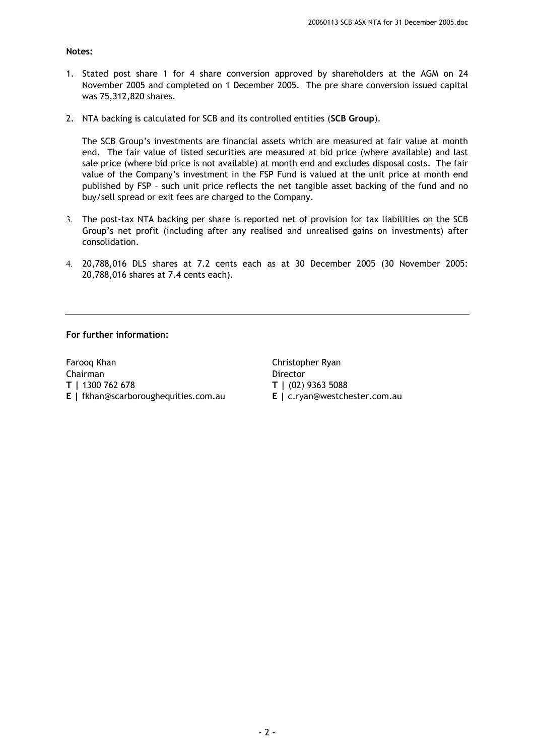**Notes:**

1. Stated post share 1 for 4 share conversion approved by shareholders at the AGM on 24 November 2005 and completed on 1 December 2005. The pre share conversion issued capital was 75,312,820 shares.

2. NTA backing is calculated for SCB and its controlled entities (**SCB Group**).

   The SCB Group's investments are financial assets which are measured at fair value at month end. The fair value of listed securities are measured at bid price (where available) and last sale price (where bid price is not available) at month end and excludes disposal costs. The fair value of the Company's investment in the FSP Fund is valued at the unit price at month end published by FSP – such unit price reflects the net tangible asset backing of the fund and no buy/sell spread or exit fees are charged to the Company.

3. The post-tax NTA backing per share is reported net of provision for tax liabilities on the SCB Group's net profit (including after any realised and unrealised gains on investments) after consolidation.

4. 20,788,016 DLS shares at 7.2 cents each as at 30 December 2005 (30 November 2005: 20,788,016 shares at 7.4 cents each).

---

**For further information:**

Farooq Khan
Chairman
**T |** 1300 762 678
**E |** fkhan@scarboroughequities.com.au

Christopher Ryan
Director
**T |** (02) 9363 5088
**E |** c.ryan@westchester.com.au